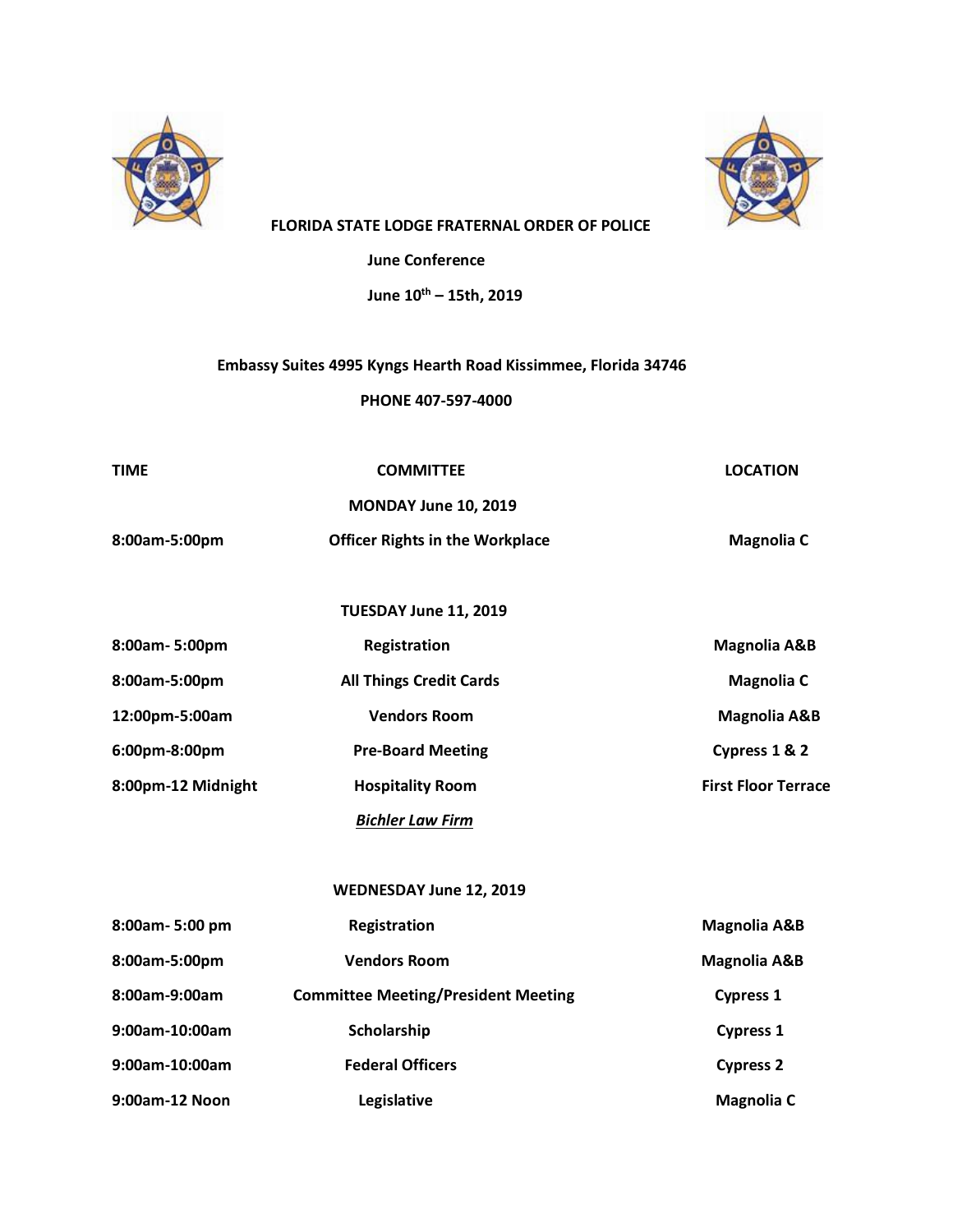**FLORIDA STATE LODGE FRATERNAL ORDER OF POLICE**

**June Conference**

**June 10th – 15th, 2019**

**Embassy Suites 4995 Kyngs Hearth Road Kissimmee, Florida 34746**

**PHONE 407-597-4000**

| TIME | COMMITTEE | LOCATION |
|---|---|---|
| | **MONDAY June 10, 2019** | |
| 8:00am-5:00pm | Officer Rights in the Workplace | Magnolia C |
| | **TUESDAY June 11, 2019** | |
| 8:00am- 5:00pm | Registration | Magnolia A&B |
| 8:00am-5:00pm | All Things Credit Cards | Magnolia C |
| 12:00pm-5:00am | Vendors Room | Magnolia A&B |
| 6:00pm-8:00pm | Pre-Board Meeting | Cypress 1 & 2 |
| 8:00pm-12 Midnight | Hospitality Room<br>*Bichler Law Firm* | First Floor Terrace |
| | **WEDNESDAY June 12, 2019** | |
| 8:00am- 5:00 pm | Registration | Magnolia A&B |
| 8:00am-5:00pm | Vendors Room | Magnolia A&B |
| 8:00am-9:00am | Committee Meeting/President Meeting | Cypress 1 |
| 9:00am-10:00am | Scholarship | Cypress 1 |
| 9:00am-10:00am | Federal Officers | Cypress 2 |
| 9:00am-12 Noon | Legislative | Magnolia C |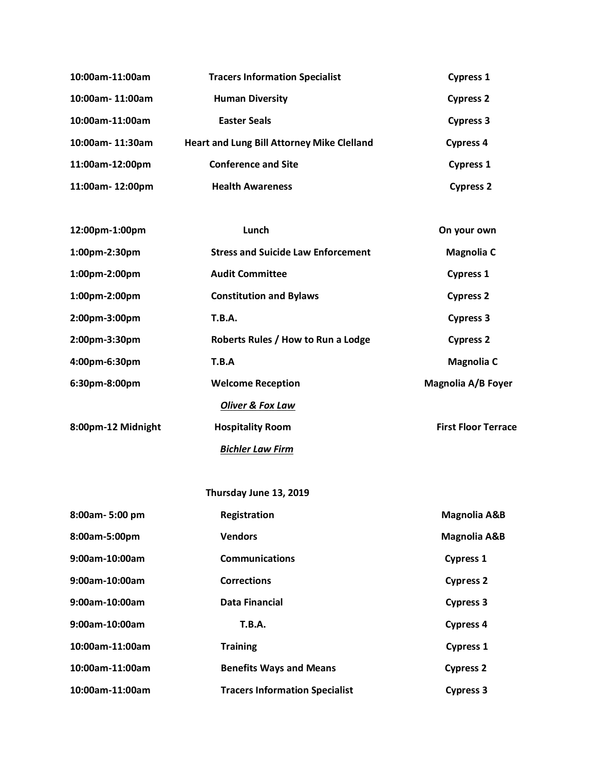| | | |
|---|---|---|
| **10:00am-11:00am** | **Tracers Information Specialist** | **Cypress 1** |
| **10:00am- 11:00am** | **Human Diversity** | **Cypress 2** |
| **10:00am-11:00am** | **Easter Seals** | **Cypress 3** |
| **10:00am- 11:30am** | **Heart and Lung Bill Attorney Mike Clelland** | **Cypress 4** |
| **11:00am-12:00pm** | **Conference and Site** | **Cypress 1** |
| **11:00am- 12:00pm** | **Health Awareness** | **Cypress 2** |

| | | |
|---|---|---|
| **12:00pm-1:00pm** | **Lunch** | **On your own** |
| **1:00pm-2:30pm** | **Stress and Suicide Law Enforcement** | **Magnolia C** |
| **1:00pm-2:00pm** | **Audit Committee** | **Cypress 1** |
| **1:00pm-2:00pm** | **Constitution and Bylaws** | **Cypress 2** |
| **2:00pm-3:00pm** | **T.B.A.** | **Cypress 3** |
| **2:00pm-3:30pm** | **Roberts Rules / How to Run a Lodge** | **Cypress 2** |
| **4:00pm-6:30pm** | **T.B.A** | **Magnolia C** |
| **6:30pm-8:00pm** | **Welcome Reception** | **Magnolia A/B Foyer** |
| | ***Oliver & Fox Law*** | |
| **8:00pm-12 Midnight** | **Hospitality Room** | **First Floor Terrace** |
| | ***Bichler Law Firm*** | |

**Thursday June 13, 2019**

| | | |
|---|---|---|
| **8:00am- 5:00 pm** | **Registration** | **Magnolia A&B** |
| **8:00am-5:00pm** | **Vendors** | **Magnolia A&B** |
| **9:00am-10:00am** | **Communications** | **Cypress 1** |
| **9:00am-10:00am** | **Corrections** | **Cypress 2** |
| **9:00am-10:00am** | **Data Financial** | **Cypress 3** |
| **9:00am-10:00am** | **T.B.A.** | **Cypress 4** |
| **10:00am-11:00am** | **Training** | **Cypress 1** |
| **10:00am-11:00am** | **Benefits Ways and Means** | **Cypress 2** |
| **10:00am-11:00am** | **Tracers Information Specialist** | **Cypress 3** |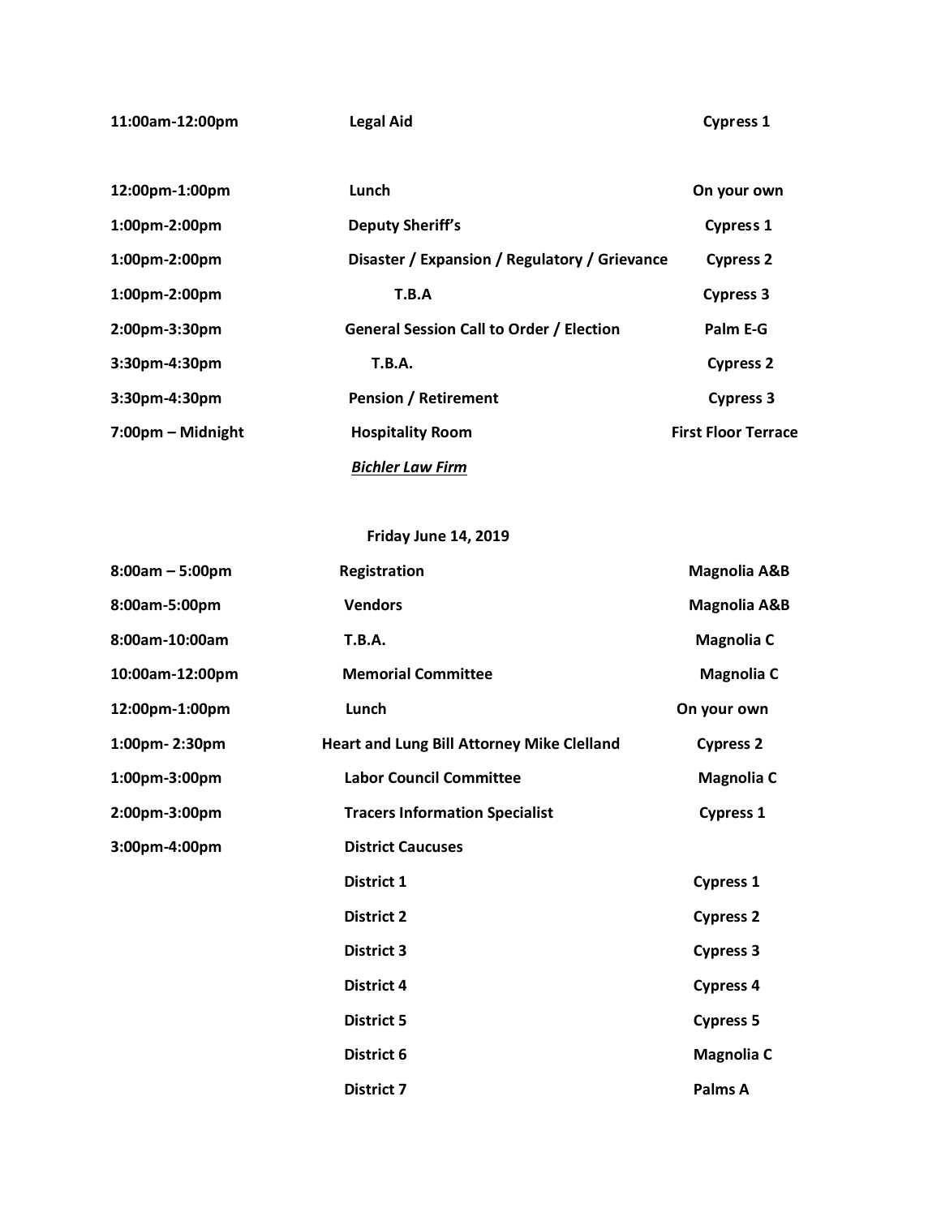| | | |
|---|---|---|
| **11:00am-12:00pm** | **Legal Aid** | **Cypress 1** |
| **12:00pm-1:00pm** | **Lunch** | **On your own** |
| **1:00pm-2:00pm** | **Deputy Sheriff's** | **Cypress 1** |
| **1:00pm-2:00pm** | **Disaster / Expansion / Regulatory / Grievance** | **Cypress 2** |
| **1:00pm-2:00pm** | **T.B.A** | **Cypress 3** |
| **2:00pm-3:30pm** | **General Session Call to Order / Election** | **Palm E-G** |
| **3:30pm-4:30pm** | **T.B.A.** | **Cypress 2** |
| **3:30pm-4:30pm** | **Pension / Retirement** | **Cypress 3** |
| **7:00pm – Midnight** | **Hospitality Room** | **First Floor Terrace** |
| | ***Bichler Law Firm*** | |

**Friday June 14, 2019**

| | | |
|---|---|---|
| **8:00am – 5:00pm** | **Registration** | **Magnolia A&B** |
| **8:00am-5:00pm** | **Vendors** | **Magnolia A&B** |
| **8:00am-10:00am** | **T.B.A.** | **Magnolia C** |
| **10:00am-12:00pm** | **Memorial Committee** | **Magnolia C** |
| **12:00pm-1:00pm** | **Lunch** | **On your own** |
| **1:00pm- 2:30pm** | **Heart and Lung Bill Attorney Mike Clelland** | **Cypress 2** |
| **1:00pm-3:00pm** | **Labor Council Committee** | **Magnolia C** |
| **2:00pm-3:00pm** | **Tracers Information Specialist** | **Cypress 1** |
| **3:00pm-4:00pm** | **District Caucuses** | |
| | **District 1** | **Cypress 1** |
| | **District 2** | **Cypress 2** |
| | **District 3** | **Cypress 3** |
| | **District 4** | **Cypress 4** |
| | **District 5** | **Cypress 5** |
| | **District 6** | **Magnolia C** |
| | **District 7** | **Palms A** |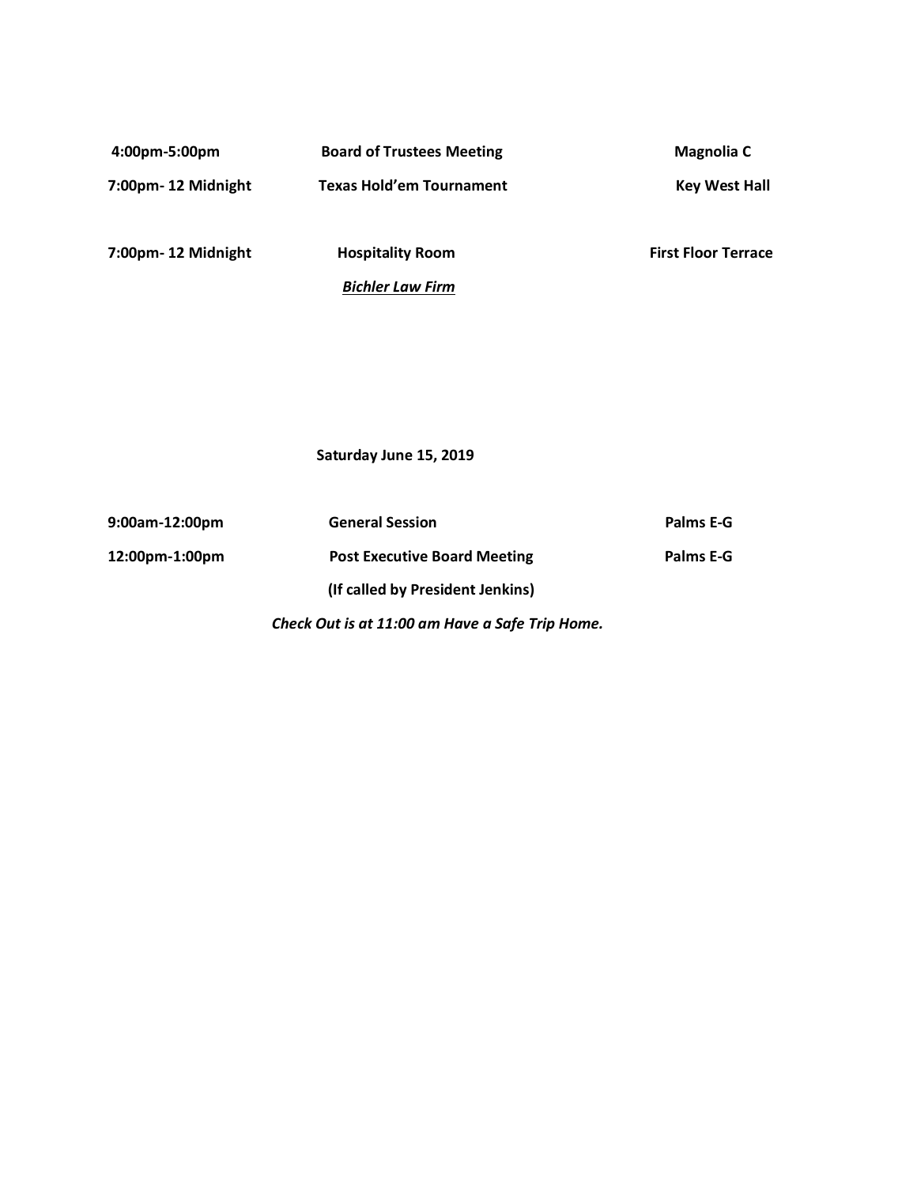| | | |
|---|---|---|
| **4:00pm-5:00pm** | **Board of Trustees Meeting** | **Magnolia C** |
| **7:00pm- 12 Midnight** | **Texas Hold'em Tournament** | **Key West Hall** |
| **7:00pm- 12 Midnight** | **Hospitality Room**<br>***Bichler Law Firm*** | **First Floor Terrace** |

## Saturday June 15, 2019

| | | |
|---|---|---|
| **9:00am-12:00pm** | **General Session** | **Palms E-G** |
| **12:00pm-1:00pm** | **Post Executive Board Meeting**<br>**(If called by President Jenkins)** | **Palms E-G** |

***Check Out is at 11:00 am Have a Safe Trip Home.***